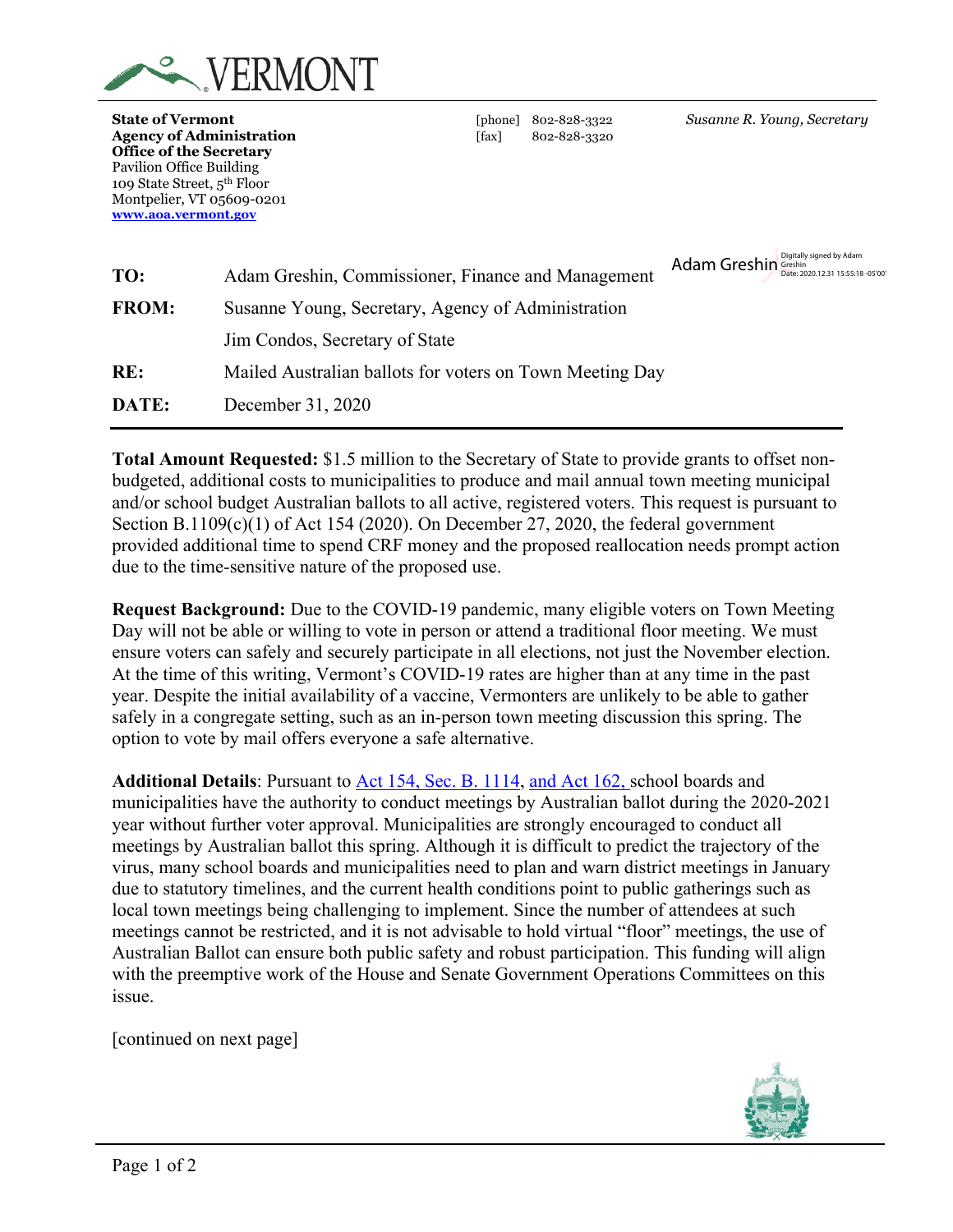# VERMONT

**State of Vermont**
**Agency of Administration**
**Office of the Secretary**
Pavilion Office Building
109 State Street, 5th Floor
Montpelier, VT 05609-0201
**www.aoa.vermont.gov**

[phone] 802-828-3322
[fax] 802-828-3320

*Susanne R. Young, Secretary*

Adam Greshin — Digitally signed by Adam Greshin Date: 2020.12.31 15:55:18 -05'00'

| | |
|---|---|
| **TO:** | Adam Greshin, Commissioner, Finance and Management |
| **FROM:** | Susanne Young, Secretary, Agency of Administration |
| | Jim Condos, Secretary of State |
| **RE:** | Mailed Australian ballots for voters on Town Meeting Day |
| **DATE:** | December 31, 2020 |

**Total Amount Requested:** $1.5 million to the Secretary of State to provide grants to offset non-budgeted, additional costs to municipalities to produce and mail annual town meeting municipal and/or school budget Australian ballots to all active, registered voters. This request is pursuant to Section B.1109(c)(1) of Act 154 (2020). On December 27, 2020, the federal government provided additional time to spend CRF money and the proposed reallocation needs prompt action due to the time-sensitive nature of the proposed use.

**Request Background:** Due to the COVID-19 pandemic, many eligible voters on Town Meeting Day will not be able or willing to vote in person or attend a traditional floor meeting. We must ensure voters can safely and securely participate in all elections, not just the November election. At the time of this writing, Vermont's COVID-19 rates are higher than at any time in the past year. Despite the initial availability of a vaccine, Vermonters are unlikely to be able to gather safely in a congregate setting, such as an in-person town meeting discussion this spring. The option to vote by mail offers everyone a safe alternative.

**Additional Details**: Pursuant to Act 154, Sec. B. 1114, and Act 162, school boards and municipalities have the authority to conduct meetings by Australian ballot during the 2020-2021 year without further voter approval. Municipalities are strongly encouraged to conduct all meetings by Australian ballot this spring. Although it is difficult to predict the trajectory of the virus, many school boards and municipalities need to plan and warn district meetings in January due to statutory timelines, and the current health conditions point to public gatherings such as local town meetings being challenging to implement. Since the number of attendees at such meetings cannot be restricted, and it is not advisable to hold virtual "floor" meetings, the use of Australian Ballot can ensure both public safety and robust participation. This funding will align with the preemptive work of the House and Senate Government Operations Committees on this issue.

[continued on next page]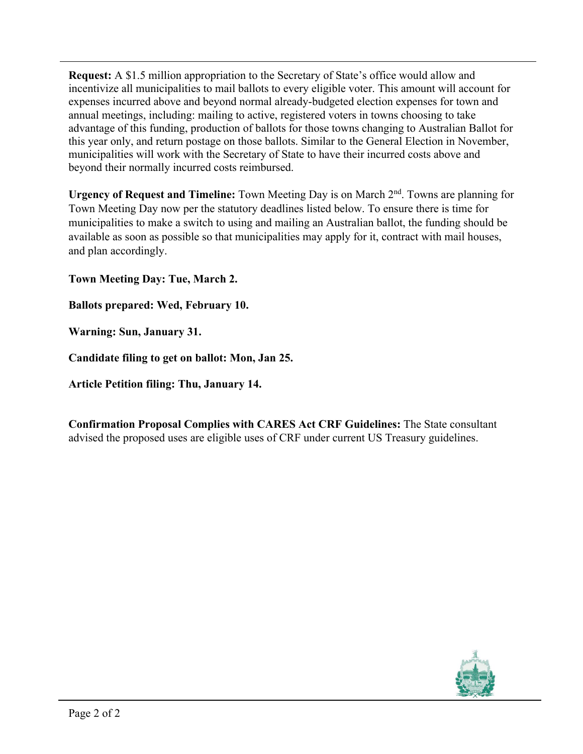**Request:** A $1.5 million appropriation to the Secretary of State's office would allow and incentivize all municipalities to mail ballots to every eligible voter. This amount will account for expenses incurred above and beyond normal already-budgeted election expenses for town and annual meetings, including: mailing to active, registered voters in towns choosing to take advantage of this funding, production of ballots for those towns changing to Australian Ballot for this year only, and return postage on those ballots. Similar to the General Election in November, municipalities will work with the Secretary of State to have their incurred costs above and beyond their normally incurred costs reimbursed.

**Urgency of Request and Timeline:** Town Meeting Day is on March 2nd. Towns are planning for Town Meeting Day now per the statutory deadlines listed below. To ensure there is time for municipalities to make a switch to using and mailing an Australian ballot, the funding should be available as soon as possible so that municipalities may apply for it, contract with mail houses, and plan accordingly.

**Town Meeting Day: Tue, March 2.**

**Ballots prepared: Wed, February 10.**

**Warning: Sun, January 31.**

**Candidate filing to get on ballot: Mon, Jan 25.**

**Article Petition filing: Thu, January 14.**

**Confirmation Proposal Complies with CARES Act CRF Guidelines:** The State consultant advised the proposed uses are eligible uses of CRF under current US Treasury guidelines.